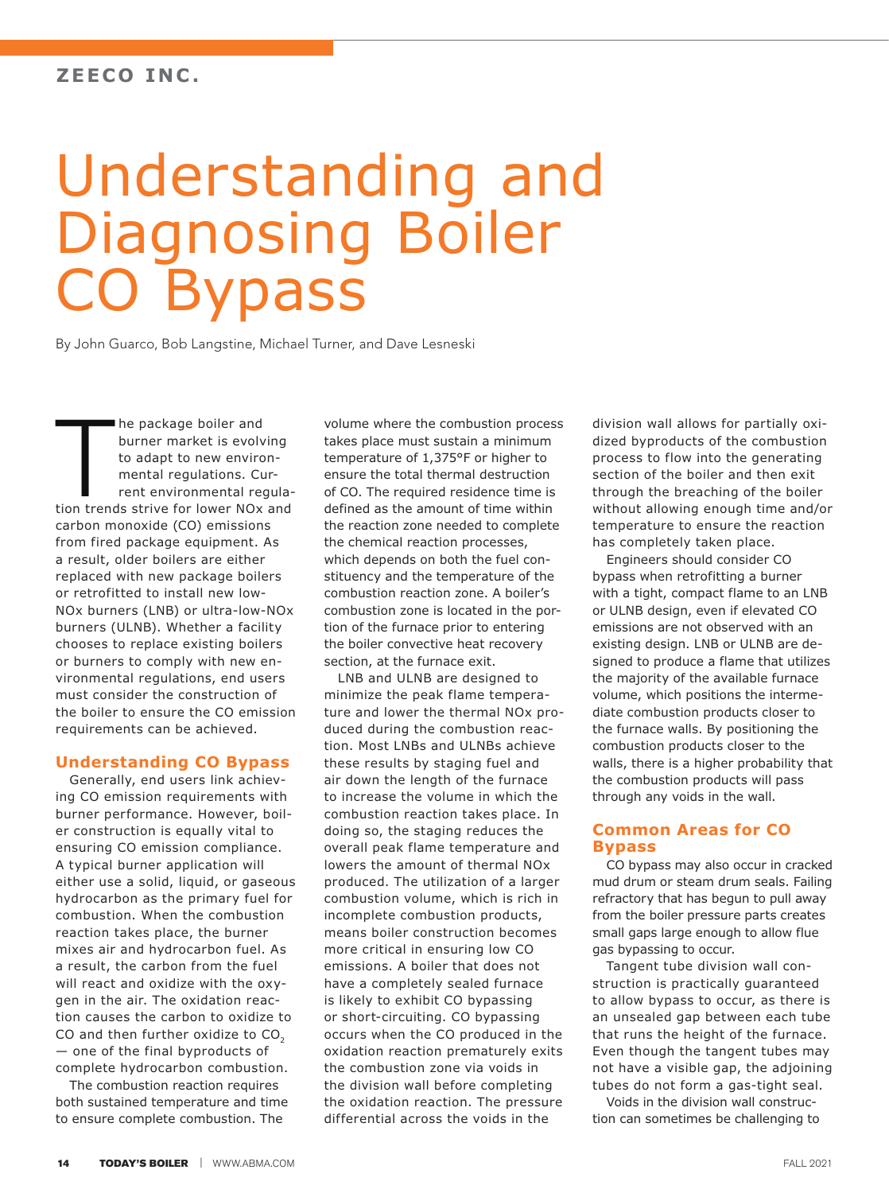ZEECO INC.

# Understanding and Diagnosing Boiler CO Bypass

By John Guarco, Bob Langstine, Michael Turner, and Dave Lesneski

The package boiler and burner market is evolving to adapt to new environmental regulations. Current environmental regulation trends strive for lower NOx and carbon monoxide (CO) emissions from fired package equipment. As a result, older boilers are either replaced with new package boilers or retrofitted to install new low-NOx burners (LNB) or ultra-low-NOx burners (ULNB). Whether a facility chooses to replace existing boilers or burners to comply with new environmental regulations, end users must consider the construction of the boiler to ensure the CO emission requirements can be achieved.

## Understanding CO Bypass

Generally, end users link achieving CO emission requirements with burner performance. However, boiler construction is equally vital to ensuring CO emission compliance. A typical burner application will either use a solid, liquid, or gaseous hydrocarbon as the primary fuel for combustion. When the combustion reaction takes place, the burner mixes air and hydrocarbon fuel. As a result, the carbon from the fuel will react and oxidize with the oxygen in the air. The oxidation reaction causes the carbon to oxidize to CO and then further oxidize to $CO_2$ — one of the final byproducts of complete hydrocarbon combustion.

The combustion reaction requires both sustained temperature and time to ensure complete combustion. The volume where the combustion process takes place must sustain a minimum temperature of 1,375°F or higher to ensure the total thermal destruction of CO. The required residence time is defined as the amount of time within the reaction zone needed to complete the chemical reaction processes, which depends on both the fuel constituency and the temperature of the combustion reaction zone. A boiler's combustion zone is located in the portion of the furnace prior to entering the boiler convective heat recovery section, at the furnace exit.

LNB and ULNB are designed to minimize the peak flame temperature and lower the thermal NOx produced during the combustion reaction. Most LNBs and ULNBs achieve these results by staging fuel and air down the length of the furnace to increase the volume in which the combustion reaction takes place. In doing so, the staging reduces the overall peak flame temperature and lowers the amount of thermal NOx produced. The utilization of a larger combustion volume, which is rich in incomplete combustion products, means boiler construction becomes more critical in ensuring low CO emissions. A boiler that does not have a completely sealed furnace is likely to exhibit CO bypassing or short-circuiting. CO bypassing occurs when the CO produced in the oxidation reaction prematurely exits the combustion zone via voids in the division wall before completing the oxidation reaction. The pressure differential across the voids in the division wall allows for partially oxidized byproducts of the combustion process to flow into the generating section of the boiler and then exit through the breaching of the boiler without allowing enough time and/or temperature to ensure the reaction has completely taken place.

Engineers should consider CO bypass when retrofitting a burner with a tight, compact flame to an LNB or ULNB design, even if elevated CO emissions are not observed with an existing design. LNB or ULNB are designed to produce a flame that utilizes the majority of the available furnace volume, which positions the intermediate combustion products closer to the furnace walls. By positioning the combustion products closer to the walls, there is a higher probability that the combustion products will pass through any voids in the wall.

## Common Areas for CO Bypass

CO bypass may also occur in cracked mud drum or steam drum seals. Failing refractory that has begun to pull away from the boiler pressure parts creates small gaps large enough to allow flue gas bypassing to occur.

Tangent tube division wall construction is practically guaranteed to allow bypass to occur, as there is an unsealed gap between each tube that runs the height of the furnace. Even though the tangent tubes may not have a visible gap, the adjoining tubes do not form a gas-tight seal.

Voids in the division wall construction can sometimes be challenging to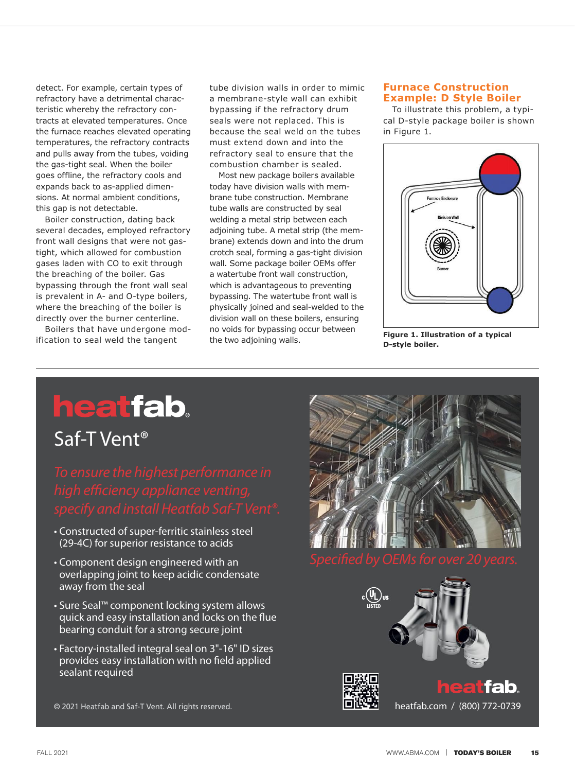detect. For example, certain types of refractory have a detrimental characteristic whereby the refractory contracts at elevated temperatures. Once the furnace reaches elevated operating temperatures, the refractory contracts and pulls away from the tubes, voiding the gas-tight seal. When the boiler goes offline, the refractory cools and expands back to as-applied dimensions. At normal ambient conditions, this gap is not detectable.

Boiler construction, dating back several decades, employed refractory front wall designs that were not gas-tight, which allowed for combustion gases laden with CO to exit through the breaching of the boiler. Gas bypassing through the front wall seal is prevalent in A- and O-type boilers, where the breaching of the boiler is directly over the burner centerline.

Boilers that have undergone modification to seal weld the tangent tube division walls in order to mimic a membrane-style wall can exhibit bypassing if the refractory drum seals were not replaced. This is because the seal weld on the tubes must extend down and into the refractory seal to ensure that the combustion chamber is sealed.

Most new package boilers available today have division walls with membrane tube construction. Membrane tube walls are constructed by seal welding a metal strip between each adjoining tube. A metal strip (the membrane) extends down and into the drum crotch seal, forming a gas-tight division wall. Some package boiler OEMs offer a watertube front wall construction, which is advantageous to preventing bypassing. The watertube front wall is physically joined and seal-welded to the division wall on these boilers, ensuring no voids for bypassing occur between the two adjoining walls.

## Furnace Construction Example: D Style Boiler

To illustrate this problem, a typical D-style package boiler is shown in Figure 1.

**Figure 1. Illustration of a typical D-style boiler.**

---

# heatfab

## Saf-T Vent®

*To ensure the highest performance in high efficiency appliance venting, specify and install Heatfab Saf-T Vent®.*

- Constructed of super-ferritic stainless steel (29-4C) for superior resistance to acids
- Component design engineered with an overlapping joint to keep acidic condensate away from the seal
- Sure Seal™ component locking system allows quick and easy installation and locks on the flue bearing conduit for a strong secure joint
- Factory-installed integral seal on 3"-16" ID sizes provides easy installation with no field applied sealant required

*Specified by OEMs for over 20 years.*

heatfab

heatfab.com / (800) 772-0739

© 2021 Heatfab and Saf-T Vent. All rights reserved.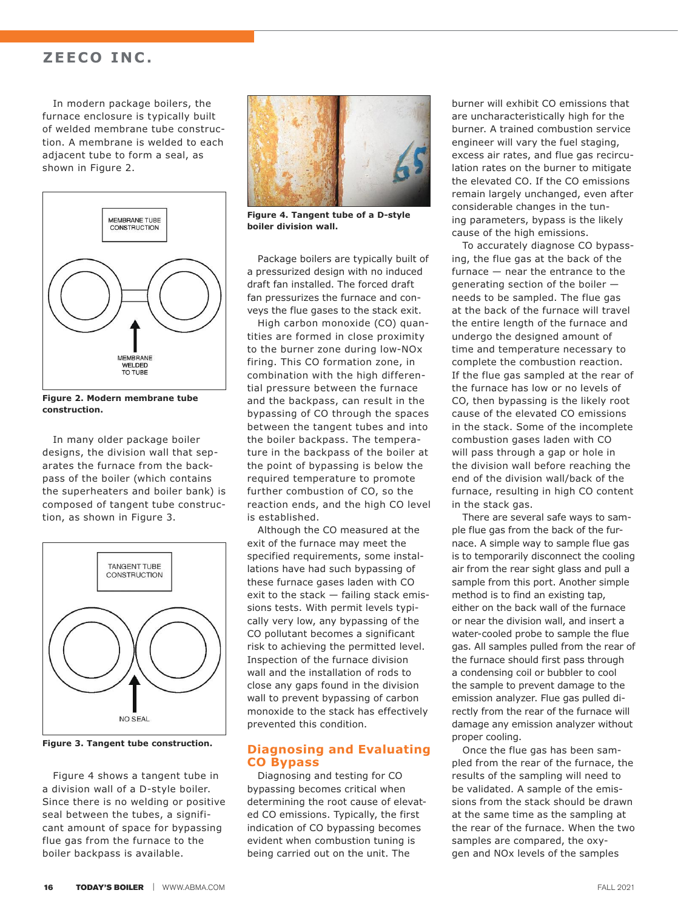In modern package boilers, the furnace enclosure is typically built of welded membrane tube construction. A membrane is welded to each adjacent tube to form a seal, as shown in Figure 2.

MEMBRANE TUBE CONSTRUCTION

MEMBRANE WELDED TO TUBE

**Figure 2. Modern membrane tube construction.**

In many older package boiler designs, the division wall that separates the furnace from the backpass of the boiler (which contains the superheaters and boiler bank) is composed of tangent tube construction, as shown in Figure 3.

TANGENT TUBE CONSTRUCTION

NO SEAL

**Figure 3. Tangent tube construction.**

Figure 4 shows a tangent tube in a division wall of a D-style boiler. Since there is no welding or positive seal between the tubes, a significant amount of space for bypassing flue gas from the furnace to the boiler backpass is available.

**Figure 4. Tangent tube of a D-style boiler division wall.**

Package boilers are typically built of a pressurized design with no induced draft fan installed. The forced draft fan pressurizes the furnace and conveys the flue gases to the stack exit.

High carbon monoxide (CO) quantities are formed in close proximity to the burner zone during low-NOx firing. This CO formation zone, in combination with the high differential pressure between the furnace and the backpass, can result in the bypassing of CO through the spaces between the tangent tubes and into the boiler backpass. The temperature in the backpass of the boiler at the point of bypassing is below the required temperature to promote further combustion of CO, so the reaction ends, and the high CO level is established.

Although the CO measured at the exit of the furnace may meet the specified requirements, some installations have had such bypassing of these furnace gases laden with CO exit to the stack — failing stack emissions tests. With permit levels typically very low, any bypassing of the CO pollutant becomes a significant risk to achieving the permitted level. Inspection of the furnace division wall and the installation of rods to close any gaps found in the division wall to prevent bypassing of carbon monoxide to the stack has effectively prevented this condition.

## Diagnosing and Evaluating CO Bypass

Diagnosing and testing for CO bypassing becomes critical when determining the root cause of elevated CO emissions. Typically, the first indication of CO bypassing becomes evident when combustion tuning is being carried out on the unit. The burner will exhibit CO emissions that are uncharacteristically high for the burner. A trained combustion service engineer will vary the fuel staging, excess air rates, and flue gas recirculation rates on the burner to mitigate the elevated CO. If the CO emissions remain largely unchanged, even after considerable changes in the tuning parameters, bypass is the likely cause of the high emissions.

To accurately diagnose CO bypassing, the flue gas at the back of the furnace — near the entrance to the generating section of the boiler — needs to be sampled. The flue gas at the back of the furnace will travel the entire length of the furnace and undergo the designed amount of time and temperature necessary to complete the combustion reaction. If the flue gas sampled at the rear of the furnace has low or no levels of CO, then bypassing is the likely root cause of the elevated CO emissions in the stack. Some of the incomplete combustion gases laden with CO will pass through a gap or hole in the division wall before reaching the end of the division wall/back of the furnace, resulting in high CO content in the stack gas.

There are several safe ways to sample flue gas from the back of the furnace. A simple way to sample flue gas is to temporarily disconnect the cooling air from the rear sight glass and pull a sample from this port. Another simple method is to find an existing tap, either on the back wall of the furnace or near the division wall, and insert a water-cooled probe to sample the flue gas. All samples pulled from the rear of the furnace should first pass through a condensing coil or bubbler to cool the sample to prevent damage to the emission analyzer. Flue gas pulled directly from the rear of the furnace will damage any emission analyzer without proper cooling.

Once the flue gas has been sampled from the rear of the furnace, the results of the sampling will need to be validated. A sample of the emissions from the stack should be drawn at the same time as the sampling at the rear of the furnace. When the two samples are compared, the oxygen and NOx levels of the samples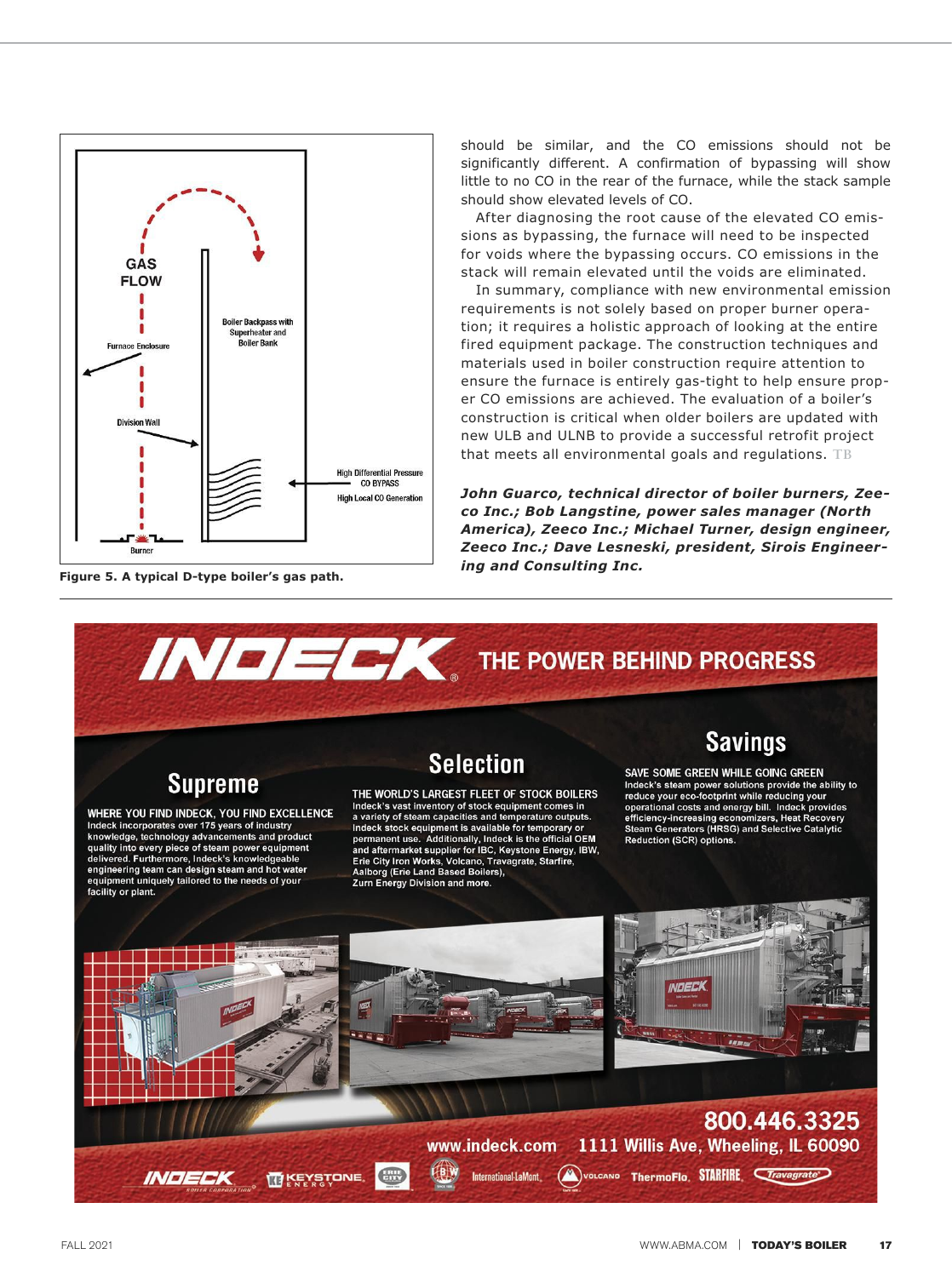GAS FLOW

Furnace Enclosure

Division Wall

Boiler Backpass with Superheater and Boiler Bank

High Differential Pressure CO BYPASS

High Local CO Generation

Burner

**Figure 5. A typical D-type boiler's gas path.**

should be similar, and the CO emissions should not be significantly different. A confirmation of bypassing will show little to no CO in the rear of the furnace, while the stack sample should show elevated levels of CO.

After diagnosing the root cause of the elevated CO emissions as bypassing, the furnace will need to be inspected for voids where the bypassing occurs. CO emissions in the stack will remain elevated until the voids are eliminated.

In summary, compliance with new environmental emission requirements is not solely based on proper burner operation; it requires a holistic approach of looking at the entire fired equipment package. The construction techniques and materials used in boiler construction require attention to ensure the furnace is entirely gas-tight to help ensure proper CO emissions are achieved. The evaluation of a boiler's construction is critical when older boilers are updated with new ULB and ULNB to provide a successful retrofit project that meets all environmental goals and regulations. TB

***John Guarco, technical director of boiler burners, Zeeco Inc.; Bob Langstine, power sales manager (North America), Zeeco Inc.; Michael Turner, design engineer, Zeeco Inc.; Dave Lesneski, president, Sirois Engineering and Consulting Inc.***

# INDECK THE POWER BEHIND PROGRESS

## Supreme

**WHERE YOU FIND INDECK, YOU FIND EXCELLENCE**
Indeck incorporates over 175 years of industry knowledge, technology advancements and product quality into every piece of steam power equipment delivered. Furthermore, Indeck's knowledgeable engineering team can design steam and hot water equipment uniquely tailored to the needs of your facility or plant.

## Selection

**THE WORLD'S LARGEST FLEET OF STOCK BOILERS**
Indeck's vast inventory of stock equipment comes in a variety of steam capacities and temperature outputs. Indeck stock equipment is available for temporary or permanent use. Additionally, Indeck is the official OEM and aftermarket supplier for IBC, Keystone Energy, IBW, Erie City Iron Works, Volcano, Travagrate, Starfire, Aalborg (Erie Land Based Boilers), Zurn Energy Division and more.

## Savings

**SAVE SOME GREEN WHILE GOING GREEN**
Indeck's steam power solutions provide the ability to reduce your eco-footprint while reducing your operational costs and energy bill. Indeck provides efficiency-increasing economizers, Heat Recovery Steam Generators (HRSG) and Selective Catalytic Reduction (SCR) options.

800.446.3325

www.indeck.com 1111 Willis Ave, Wheeling, IL 60090

INDECK KEYSTONE ENERGY ERIE CITY IBW International-LaMont VOLCANO ThermoFlo STARFIRE Travagrate